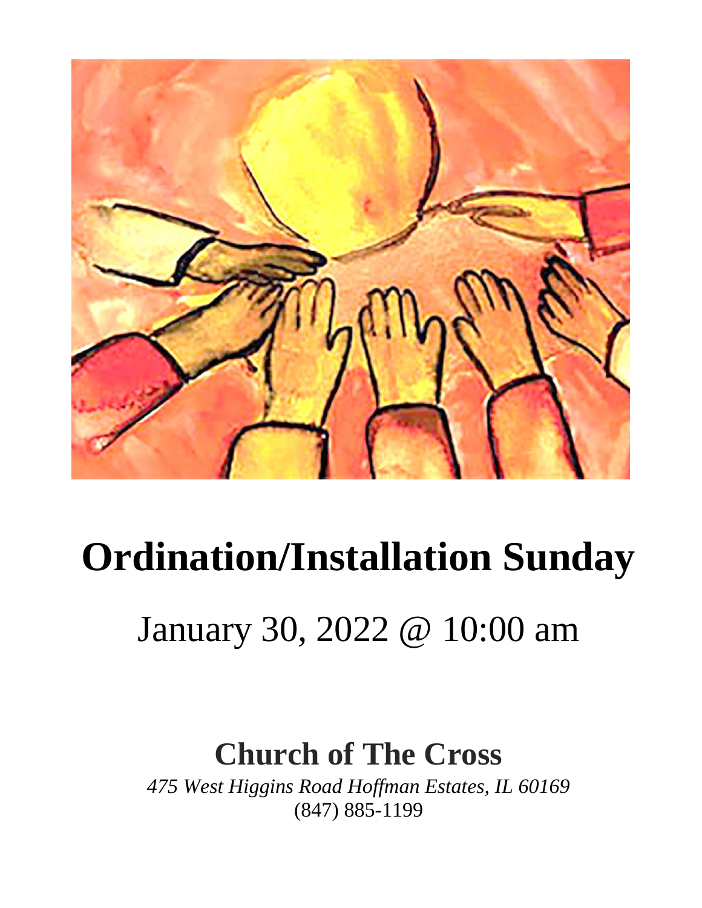# Ordination/Installation Sunday

January 30, 2022 @ 10:00 am

## Church of The Cross

*475 West Higgins Road Hoffman Estates, IL 60169*
(847) 885-1199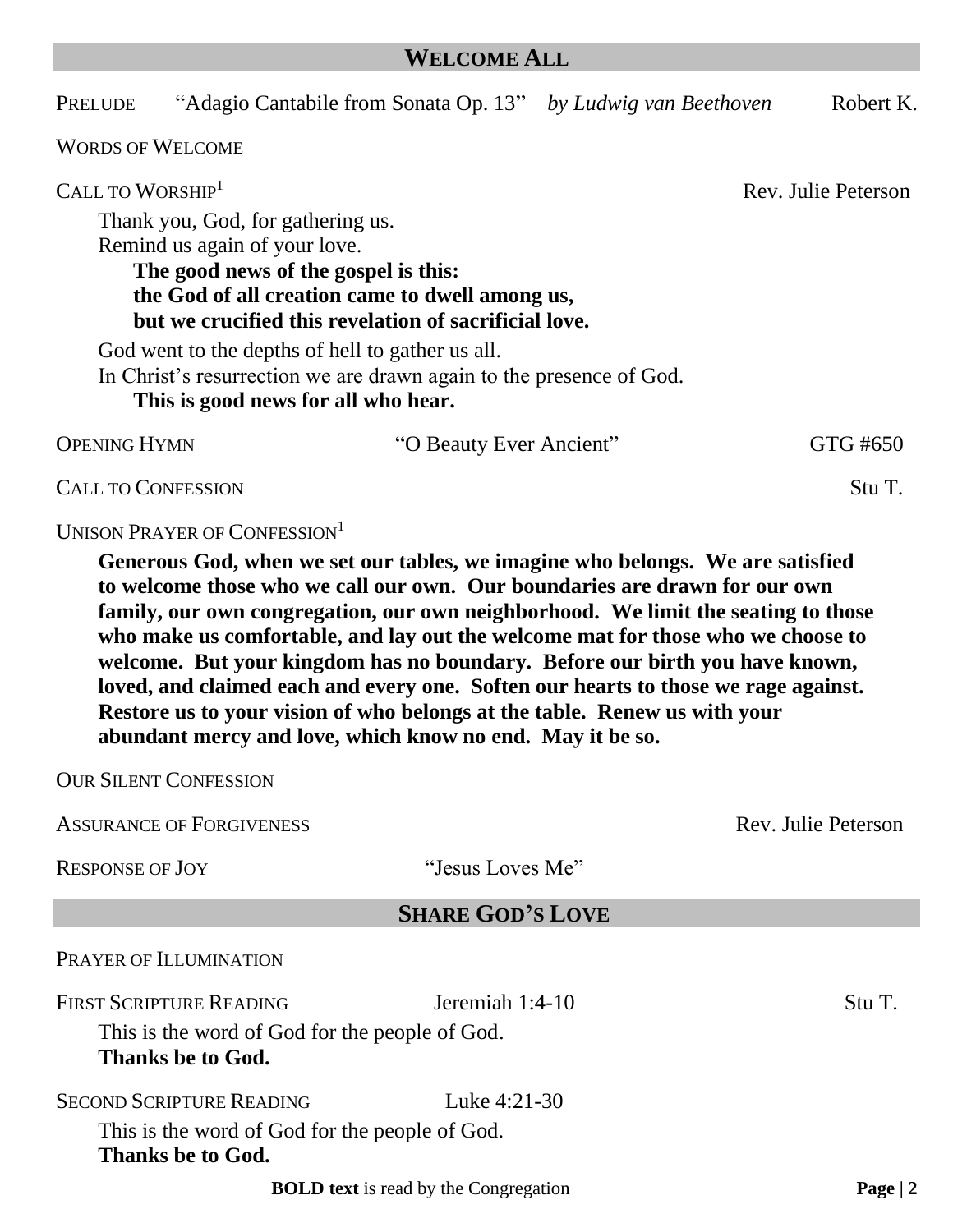## WELCOME ALL

PRELUDE "Adagio Cantabile from Sonata Op. 13" *by Ludwig van Beethoven* Robert K.

WORDS OF WELCOME

CALL TO WORSHIP[1] Rev. Julie Peterson

Thank you, God, for gathering us.
Remind us again of your love.

**The good news of the gospel is this:**
**the God of all creation came to dwell among us,**
**but we crucified this revelation of sacrificial love.**

God went to the depths of hell to gather us all.
In Christ's resurrection we are drawn again to the presence of God.

**This is good news for all who hear.**

OPENING HYMN "O Beauty Ever Ancient" GTG #650

CALL TO CONFESSION Stu T.

UNISON PRAYER OF CONFESSION[1]

**Generous God, when we set our tables, we imagine who belongs. We are satisfied to welcome those who we call our own. Our boundaries are drawn for our own family, our own congregation, our own neighborhood. We limit the seating to those who make us comfortable, and lay out the welcome mat for those who we choose to welcome. But your kingdom has no boundary. Before our birth you have known, loved, and claimed each and every one. Soften our hearts to those we rage against. Restore us to your vision of who belongs at the table. Renew us with your abundant mercy and love, which know no end. May it be so.**

OUR SILENT CONFESSION

ASSURANCE OF FORGIVENESS Rev. Julie Peterson

RESPONSE OF JOY "Jesus Loves Me"

## SHARE GOD'S LOVE

PRAYER OF ILLUMINATION

FIRST SCRIPTURE READING Jeremiah 1:4-10 Stu T.

This is the word of God for the people of God.
**Thanks be to God.**

SECOND SCRIPTURE READING Luke 4:21-30

This is the word of God for the people of God.
**Thanks be to God.**

**BOLD text** is read by the Congregation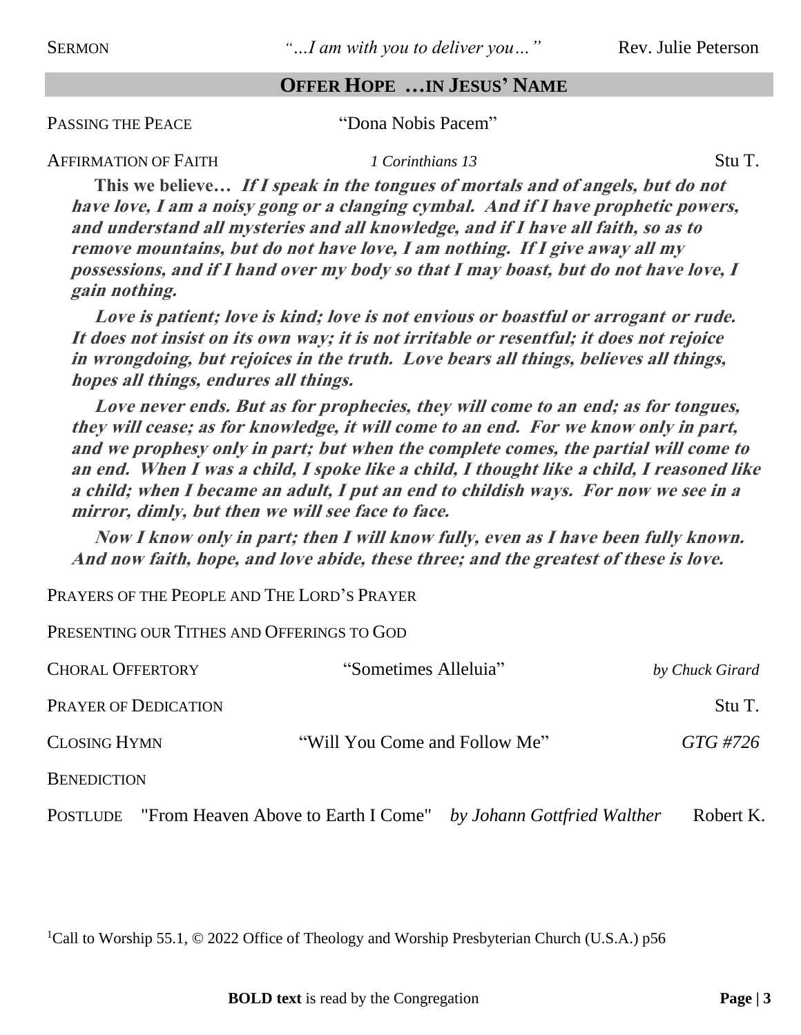SERMON *"…I am with you to deliver you…"* Rev. Julie Peterson

## OFFER HOPE …IN JESUS' NAME

PASSING THE PEACE "Dona Nobis Pacem"

AFFIRMATION OF FAITH *1 Corinthians 13* Stu T.

**This we believe…** ***If I speak in the tongues of mortals and of angels, but do not have love, I am a noisy gong or a clanging cymbal. And if I have prophetic powers, and understand all mysteries and all knowledge, and if I have all faith, so as to remove mountains, but do not have love, I am nothing. If I give away all my possessions, and if I hand over my body so that I may boast, but do not have love, I gain nothing.***

***Love is patient; love is kind; love is not envious or boastful or arrogant or rude. It does not insist on its own way; it is not irritable or resentful; it does not rejoice in wrongdoing, but rejoices in the truth. Love bears all things, believes all things, hopes all things, endures all things.***

***Love never ends. But as for prophecies, they will come to an end; as for tongues, they will cease; as for knowledge, it will come to an end. For we know only in part, and we prophesy only in part; but when the complete comes, the partial will come to an end. When I was a child, I spoke like a child, I thought like a child, I reasoned like a child; when I became an adult, I put an end to childish ways. For now we see in a mirror, dimly, but then we will see face to face.***

***Now I know only in part; then I will know fully, even as I have been fully known. And now faith, hope, and love abide, these three; and the greatest of these is love.***

PRAYERS OF THE PEOPLE AND THE LORD'S PRAYER

PRESENTING OUR TITHES AND OFFERINGS TO GOD

CHORAL OFFERTORY "Sometimes Alleluia" *by Chuck Girard*

PRAYER OF DEDICATION Stu T.

CLOSING HYMN "Will You Come and Follow Me" *GTG #726*

BENEDICTION

POSTLUDE "From Heaven Above to Earth I Come" *by Johann Gottfried Walther* Robert K.

[1]Call to Worship 55.1, © 2022 Office of Theology and Worship Presbyterian Church (U.S.A.) p56

**BOLD text** is read by the Congregation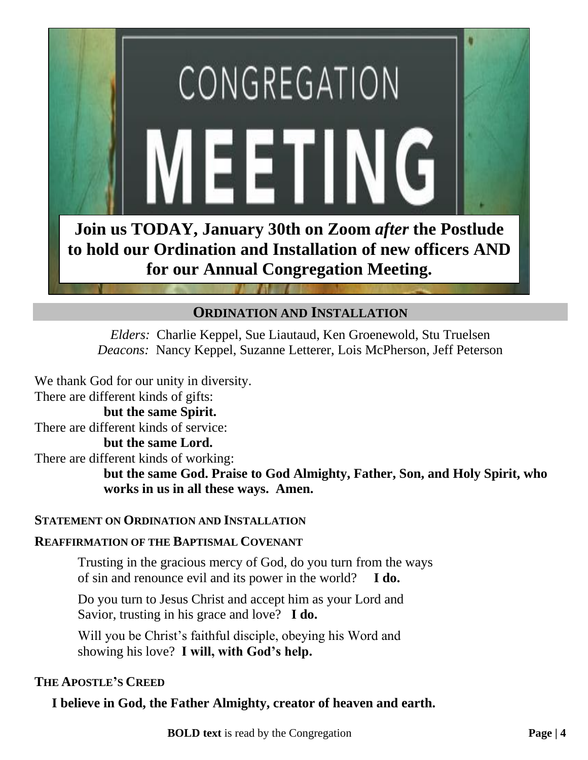# CONGREGATION MEETING

**Join us TODAY, January 30th on Zoom *after* the Postlude to hold our Ordination and Installation of new officers AND for our Annual Congregation Meeting.**

## ORDINATION AND INSTALLATION

*Elders:* Charlie Keppel, Sue Liautaud, Ken Groenewold, Stu Truelsen
*Deacons:* Nancy Keppel, Suzanne Letterer, Lois McPherson, Jeff Peterson

We thank God for our unity in diversity.
There are different kinds of gifts:
**but the same Spirit.**
There are different kinds of service:
**but the same Lord.**
There are different kinds of working:
**but the same God. Praise to God Almighty, Father, Son, and Holy Spirit, who works in us in all these ways. Amen.**

### STATEMENT ON ORDINATION AND INSTALLATION

### REAFFIRMATION OF THE BAPTISMAL COVENANT

Trusting in the gracious mercy of God, do you turn from the ways of sin and renounce evil and its power in the world? **I do.**

Do you turn to Jesus Christ and accept him as your Lord and Savior, trusting in his grace and love? **I do.**

Will you be Christ's faithful disciple, obeying his Word and showing his love? **I will, with God's help.**

### THE APOSTLE'S CREED

**I believe in God, the Father Almighty, creator of heaven and earth.**

**BOLD text** is read by the Congregation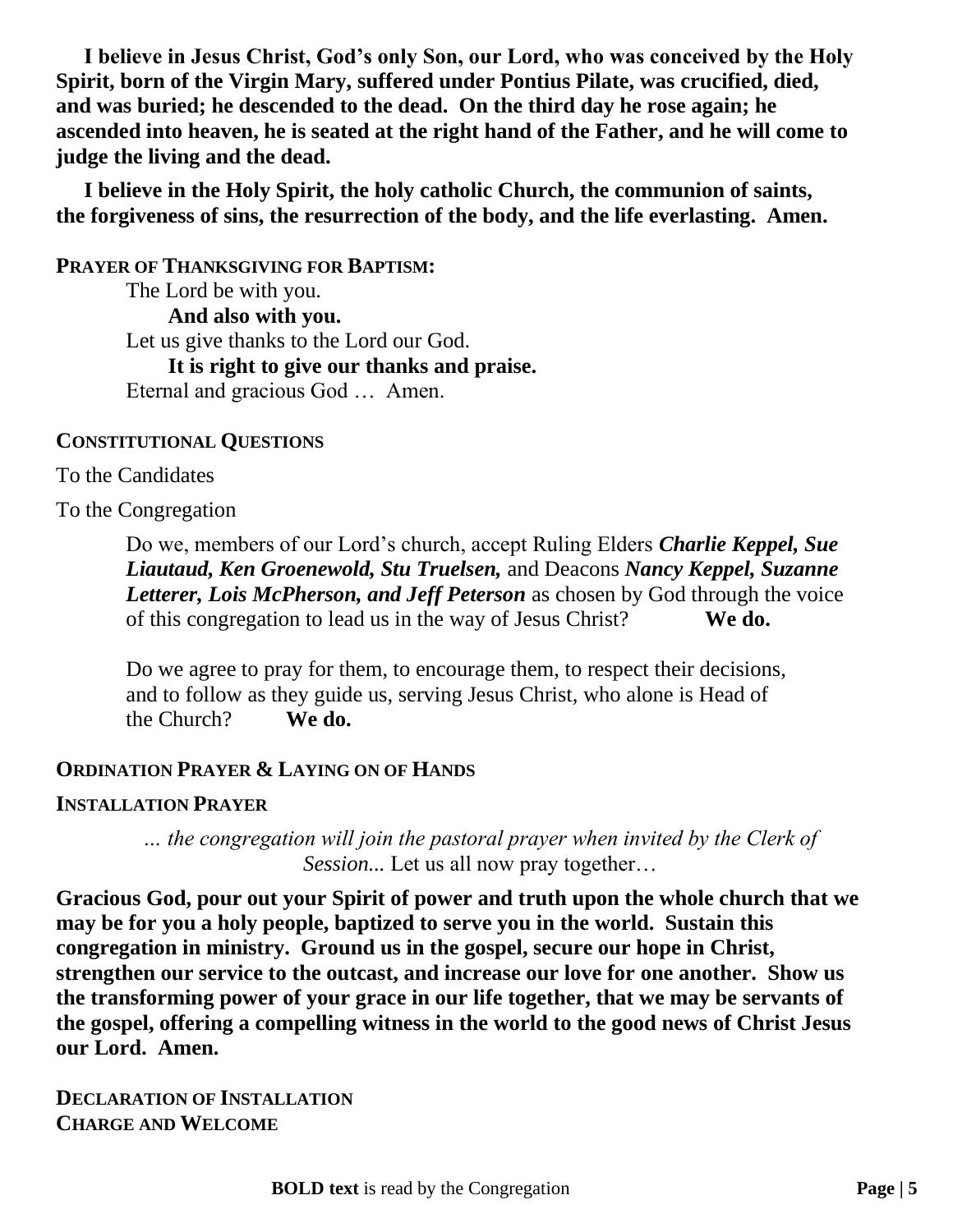**I believe in Jesus Christ, God's only Son, our Lord, who was conceived by the Holy Spirit, born of the Virgin Mary, suffered under Pontius Pilate, was crucified, died, and was buried; he descended to the dead. On the third day he rose again; he ascended into heaven, he is seated at the right hand of the Father, and he will come to judge the living and the dead.**

**I believe in the Holy Spirit, the holy catholic Church, the communion of saints, the forgiveness of sins, the resurrection of the body, and the life everlasting. Amen.**

**PRAYER OF THANKSGIVING FOR BAPTISM:**

The Lord be with you.
**And also with you.**
Let us give thanks to the Lord our God.
**It is right to give our thanks and praise.**
Eternal and gracious God … Amen.

**CONSTITUTIONAL QUESTIONS**

To the Candidates

To the Congregation

Do we, members of our Lord's church, accept Ruling Elders ***Charlie Keppel, Sue Liautaud, Ken Groenewold, Stu Truelsen,*** and Deacons ***Nancy Keppel, Suzanne Letterer, Lois McPherson, and Jeff Peterson*** as chosen by God through the voice of this congregation to lead us in the way of Jesus Christ? **We do.**

Do we agree to pray for them, to encourage them, to respect their decisions, and to follow as they guide us, serving Jesus Christ, who alone is Head of the Church? **We do.**

**ORDINATION PRAYER & LAYING ON OF HANDS**

**INSTALLATION PRAYER**

*... the congregation will join the pastoral prayer when invited by the Clerk of Session...* Let us all now pray together…

**Gracious God, pour out your Spirit of power and truth upon the whole church that we may be for you a holy people, baptized to serve you in the world. Sustain this congregation in ministry. Ground us in the gospel, secure our hope in Christ, strengthen our service to the outcast, and increase our love for one another. Show us the transforming power of your grace in our life together, that we may be servants of the gospel, offering a compelling witness in the world to the good news of Christ Jesus our Lord. Amen.**

**DECLARATION OF INSTALLATION**
**CHARGE AND WELCOME**

**BOLD text** is read by the Congregation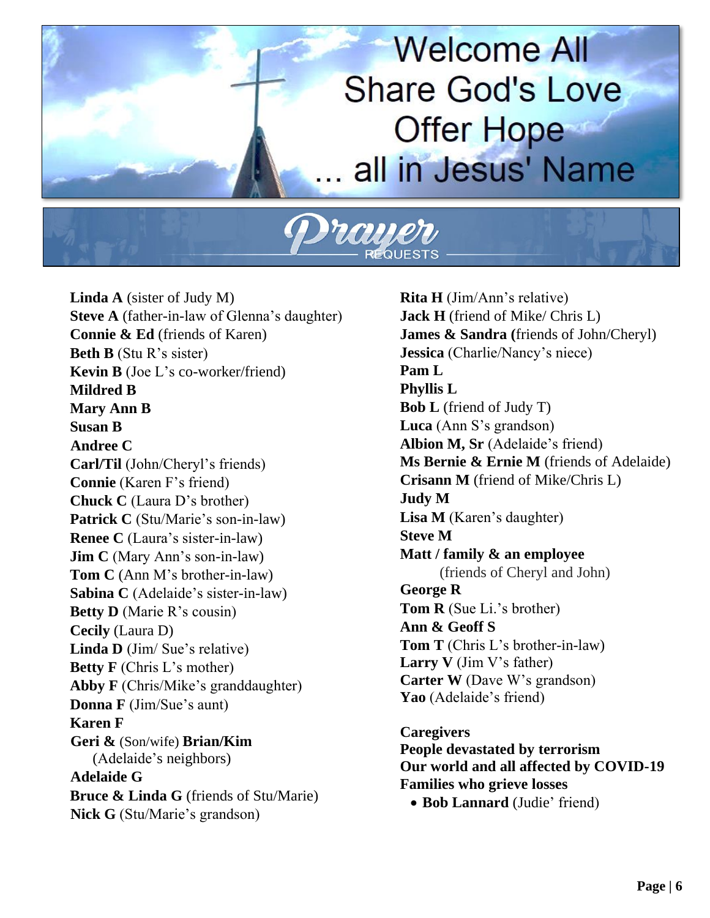# Welcome All
# Share God's Love
# Offer Hope
# ... all in Jesus' Name

## Prayer REQUESTS

**Linda A** (sister of Judy M)
**Steve A** (father-in-law of Glenna's daughter)
**Connie & Ed** (friends of Karen)
**Beth B** (Stu R's sister)
**Kevin B** (Joe L's co-worker/friend)
**Mildred B**
**Mary Ann B**
**Susan B**
**Andree C**
**Carl/Til** (John/Cheryl's friends)
**Connie** (Karen F's friend)
**Chuck C** (Laura D's brother)
**Patrick C** (Stu/Marie's son-in-law)
**Renee C** (Laura's sister-in-law)
**Jim C** (Mary Ann's son-in-law)
**Tom C** (Ann M's brother-in-law)
**Sabina C** (Adelaide's sister-in-law)
**Betty D** (Marie R's cousin)
**Cecily** (Laura D)
**Linda D** (Jim/ Sue's relative)
**Betty F** (Chris L's mother)
**Abby F** (Chris/Mike's granddaughter)
**Donna F** (Jim/Sue's aunt)
**Karen F**
**Geri &** (Son/wife) **Brian/Kim** (Adelaide's neighbors)
**Adelaide G**
**Bruce & Linda G** (friends of Stu/Marie)
**Nick G** (Stu/Marie's grandson)
**Rita H** (Jim/Ann's relative)
**Jack H** (friend of Mike/ Chris L)
**James & Sandra (**friends of John/Cheryl)
**Jessica** (Charlie/Nancy's niece)
**Pam L**
**Phyllis L**
**Bob L** (friend of Judy T)
**Luca** (Ann S's grandson)
**Albion M, Sr** (Adelaide's friend)
**Ms Bernie & Ernie M** (friends of Adelaide)
**Crisann M** (friend of Mike/Chris L)
**Judy M**
**Lisa M** (Karen's daughter)
**Steve M**
**Matt / family & an employee** (friends of Cheryl and John)
**George R**
**Tom R** (Sue Li.'s brother)
**Ann & Geoff S**
**Tom T** (Chris L's brother-in-law)
**Larry V** (Jim V's father)
**Carter W** (Dave W's grandson)
**Yao** (Adelaide's friend)

**Caregivers**
**People devastated by terrorism**
**Our world and all affected by COVID-19**
**Families who grieve losses**

- **Bob Lannard** (Judie' friend)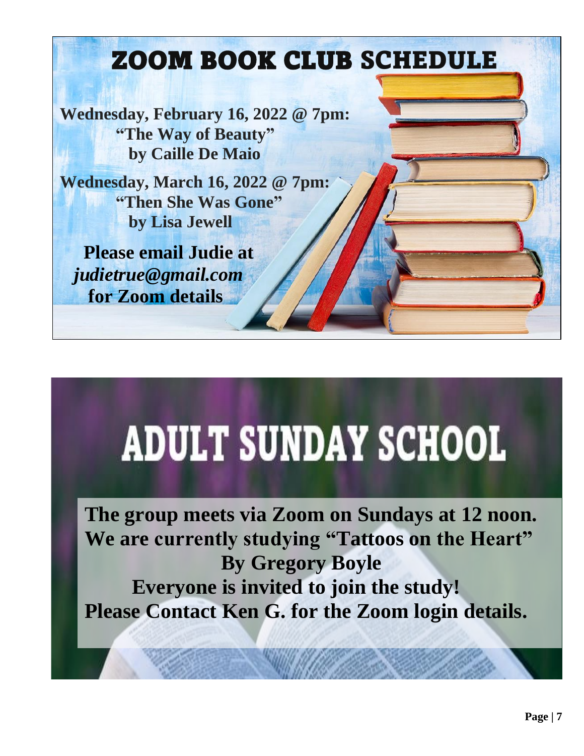# ZOOM BOOK CLUB SCHEDULE

**Wednesday, February 16, 2022 @ 7pm:**
**"The Way of Beauty"**
**by Caille De Maio**

**Wednesday, March 16, 2022 @ 7pm:**
**"Then She Was Gone"**
**by Lisa Jewell**

**Please email Judie at**
***judietrue@gmail.com***
**for Zoom details**

# ADULT SUNDAY SCHOOL

**The group meets via Zoom on Sundays at 12 noon.**
**We are currently studying "Tattoos on the Heart"**
**By Gregory Boyle**
**Everyone is invited to join the study!**
**Please Contact Ken G. for the Zoom login details.**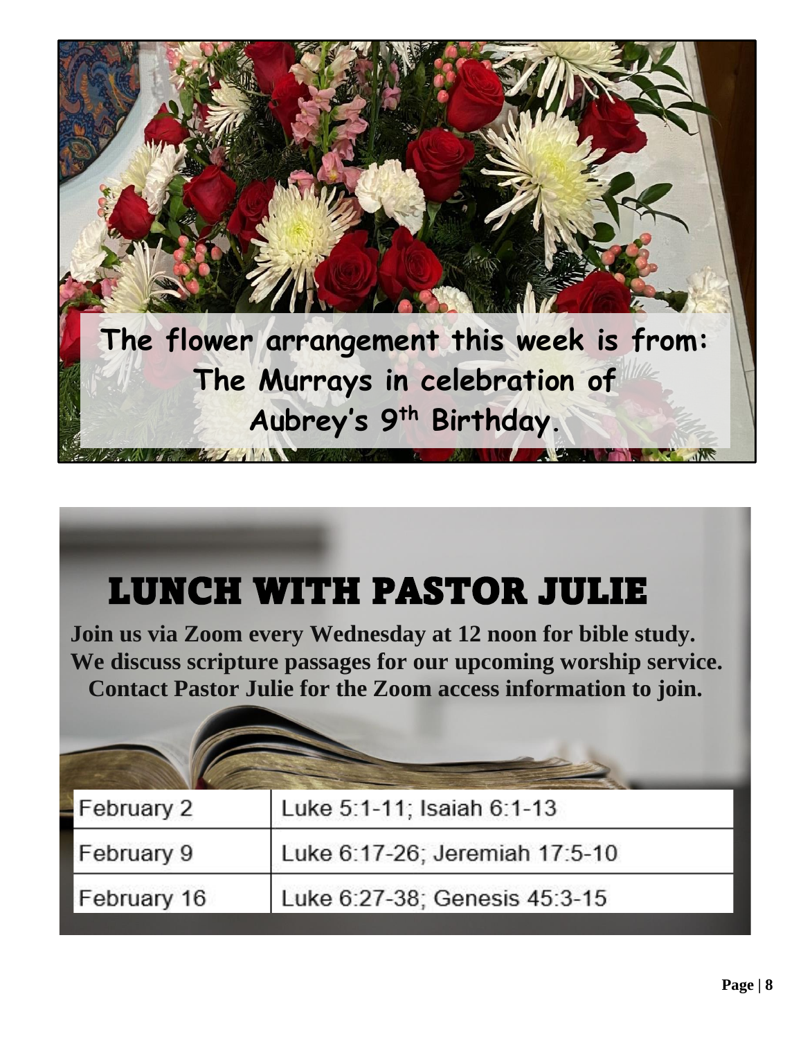The flower arrangement this week is from:
The Murrays in celebration of
Aubrey's 9th Birthday.

# LUNCH WITH PASTOR JULIE

**Join us via Zoom every Wednesday at 12 noon for bible study. We discuss scripture passages for our upcoming worship service. Contact Pastor Julie for the Zoom access information to join.**

| | |
|---|---|
| February 2 | Luke 5:1-11; Isaiah 6:1-13 |
| February 9 | Luke 6:17-26; Jeremiah 17:5-10 |
| February 16 | Luke 6:27-38; Genesis 45:3-15 |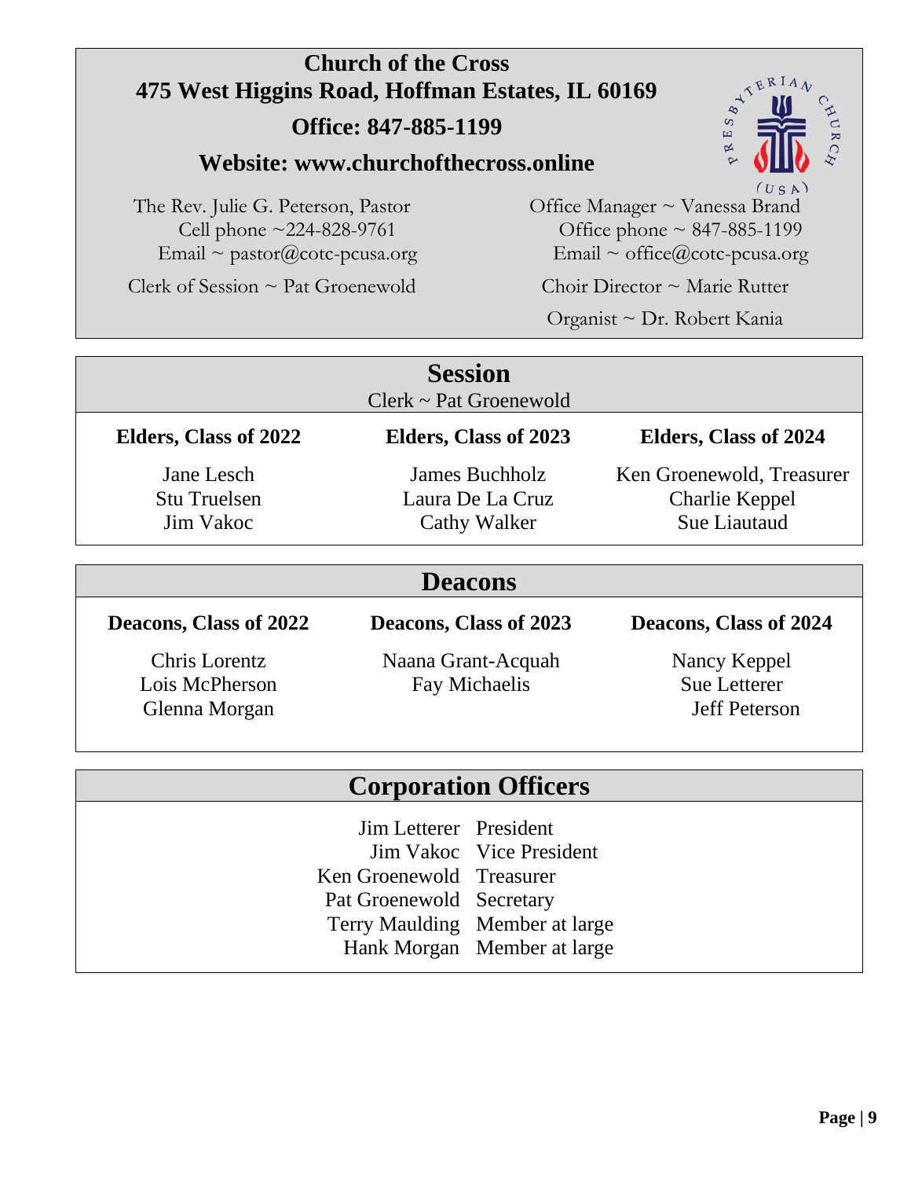# Church of the Cross

## 475 West Higgins Road, Hoffman Estates, IL 60169

## Office: 847-885-1199

## Website: www.churchofthecross.online

The Rev. Julie G. Peterson, Pastor
Cell phone ~224-828-9761
Email ~ pastor@cotc-pcusa.org

Clerk of Session ~ Pat Groenewold

Office Manager ~ Vanessa Brand
Office phone ~ 847-885-1199
Email ~ office@cotc-pcusa.org

Choir Director ~ Marie Rutter

Organist ~ Dr. Robert Kania

## Session

Clerk ~ Pat Groenewold

| Elders, Class of 2022 | Elders, Class of 2023 | Elders, Class of 2024 |
| --- | --- | --- |
| Jane Lesch | James Buchholz | Ken Groenewold, Treasurer |
| Stu Truelsen | Laura De La Cruz | Charlie Keppel |
| Jim Vakoc | Cathy Walker | Sue Liautaud |

## Deacons

| Deacons, Class of 2022 | Deacons, Class of 2023 | Deacons, Class of 2024 |
| --- | --- | --- |
| Chris Lorentz | Naana Grant-Acquah | Nancy Keppel |
| Lois McPherson | Fay Michaelis | Sue Letterer |
| Glenna Morgan | | Jeff Peterson |

## Corporation Officers

| | |
| --- | --- |
| Jim Letterer | President |
| Jim Vakoc | Vice President |
| Ken Groenewold | Treasurer |
| Pat Groenewold | Secretary |
| Terry Maulding | Member at large |
| Hank Morgan | Member at large |